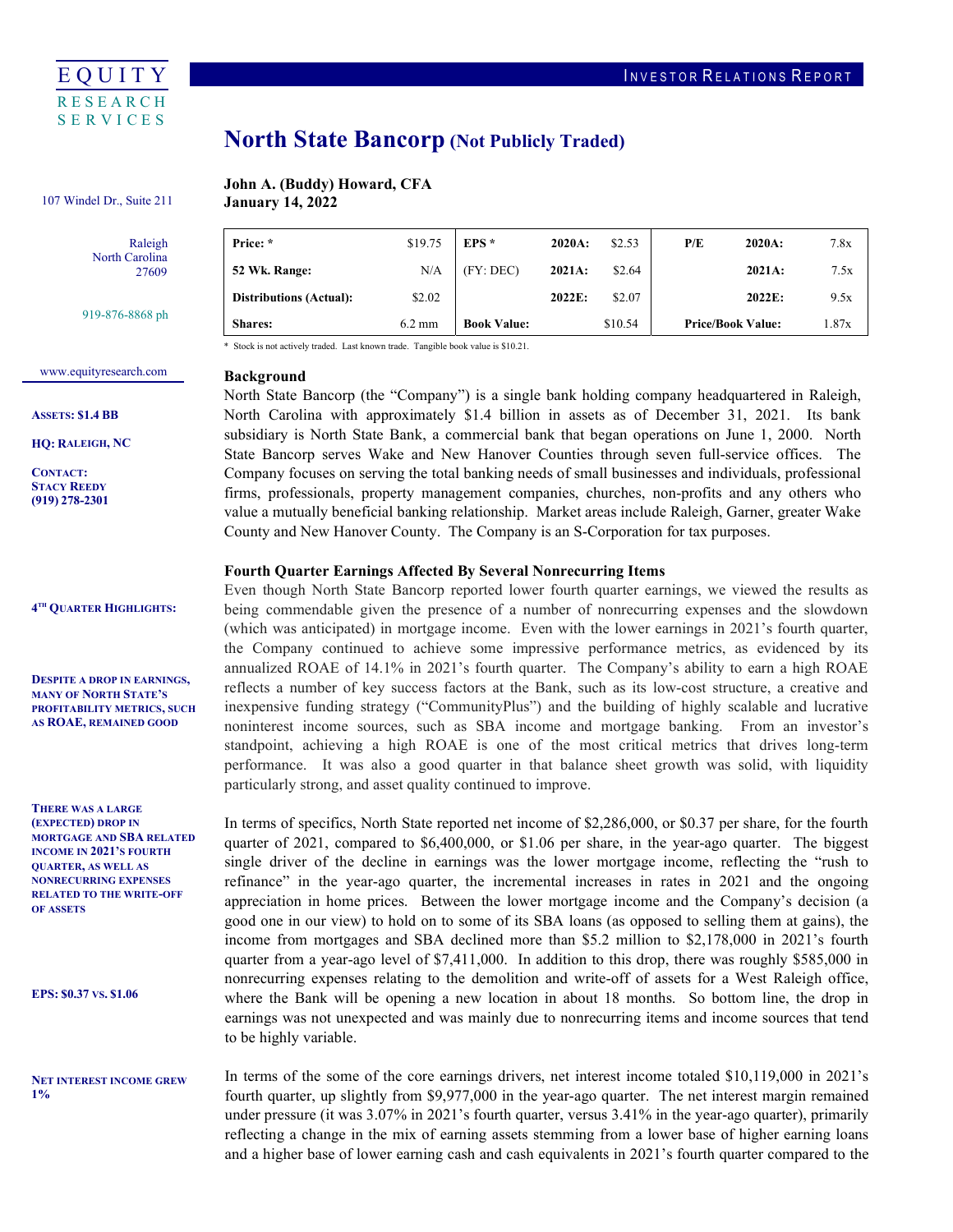EQUITY RESEARCH SERVICES

INVESTOR RELATIONS REPORT

107 Windel Dr., Suite 211

Raleigh
North Carolina
27609

919-876-8868 ph

www.equityresearch.com

**ASSETS: $1.4 BB**

**HQ: RALEIGH, NC**

**CONTACT:**
**STACY REEDY**
**(919) 278-2301**

# North State Bancorp (Not Publicly Traded)

**John A. (Buddy) Howard, CFA**
**January 14, 2022**

| Price: * | $19.75 | EPS * | 2020A: | $2.53 | P/E | 2020A: | 7.8x |
|---|---|---|---|---|---|---|---|
| 52 Wk. Range: | N/A | (FY: DEC) | 2021A: | $2.64 | | 2021A: | 7.5x |
| Distributions (Actual): | $2.02 | | 2022E: | $2.07 | | 2022E: | 9.5x |
| Shares: | 6.2 mm | Book Value: | | $10.54 | Price/Book Value: | | 1.87x |

* Stock is not actively traded. Last known trade. Tangible book value is $10.21.

## Background

North State Bancorp (the "Company") is a single bank holding company headquartered in Raleigh, North Carolina with approximately $1.4 billion in assets as of December 31, 2021. Its bank subsidiary is North State Bank, a commercial bank that began operations on June 1, 2000. North State Bancorp serves Wake and New Hanover Counties through seven full-service offices. The Company focuses on serving the total banking needs of small businesses and individuals, professional firms, professionals, property management companies, churches, non-profits and any others who value a mutually beneficial banking relationship. Market areas include Raleigh, Garner, greater Wake County and New Hanover County. The Company is an S-Corporation for tax purposes.

## Fourth Quarter Earnings Affected By Several Nonrecurring Items

**4TH QUARTER HIGHLIGHTS:**

**DESPITE A DROP IN EARNINGS, MANY OF NORTH STATE'S PROFITABILITY METRICS, SUCH AS ROAE, REMAINED GOOD**

Even though North State Bancorp reported lower fourth quarter earnings, we viewed the results as being commendable given the presence of a number of nonrecurring expenses and the slowdown (which was anticipated) in mortgage income. Even with the lower earnings in 2021's fourth quarter, the Company continued to achieve some impressive performance metrics, as evidenced by its annualized ROAE of 14.1% in 2021's fourth quarter. The Company's ability to earn a high ROAE reflects a number of key success factors at the Bank, such as its low-cost structure, a creative and inexpensive funding strategy ("CommunityPlus") and the building of highly scalable and lucrative noninterest income sources, such as SBA income and mortgage banking. From an investor's standpoint, achieving a high ROAE is one of the most critical metrics that drives long-term performance. It was also a good quarter in that balance sheet growth was solid, with liquidity particularly strong, and asset quality continued to improve.

**THERE WAS A LARGE (EXPECTED) DROP IN MORTGAGE AND SBA RELATED INCOME IN 2021'S FOURTH QUARTER, AS WELL AS NONRECURRING EXPENSES RELATED TO THE WRITE-OFF OF ASSETS**

**EPS: $0.37 VS. $1.06**

In terms of specifics, North State reported net income of $2,286,000, or $0.37 per share, for the fourth quarter of 2021, compared to $6,400,000, or $1.06 per share, in the year-ago quarter. The biggest single driver of the decline in earnings was the lower mortgage income, reflecting the "rush to refinance" in the year-ago quarter, the incremental increases in rates in 2021 and the ongoing appreciation in home prices. Between the lower mortgage income and the Company's decision (a good one in our view) to hold on to some of its SBA loans (as opposed to selling them at gains), the income from mortgages and SBA declined more than $5.2 million to $2,178,000 in 2021's fourth quarter from a year-ago level of $7,411,000. In addition to this drop, there was roughly $585,000 in nonrecurring expenses relating to the demolition and write-off of assets for a West Raleigh office, where the Bank will be opening a new location in about 18 months. So bottom line, the drop in earnings was not unexpected and was mainly due to nonrecurring items and income sources that tend to be highly variable.

**NET INTEREST INCOME GREW 1%**

In terms of the some of the core earnings drivers, net interest income totaled $10,119,000 in 2021's fourth quarter, up slightly from $9,977,000 in the year-ago quarter. The net interest margin remained under pressure (it was 3.07% in 2021's fourth quarter, versus 3.41% in the year-ago quarter), primarily reflecting a change in the mix of earning assets stemming from a lower base of higher earning loans and a higher base of lower earning cash and cash equivalents in 2021's fourth quarter compared to the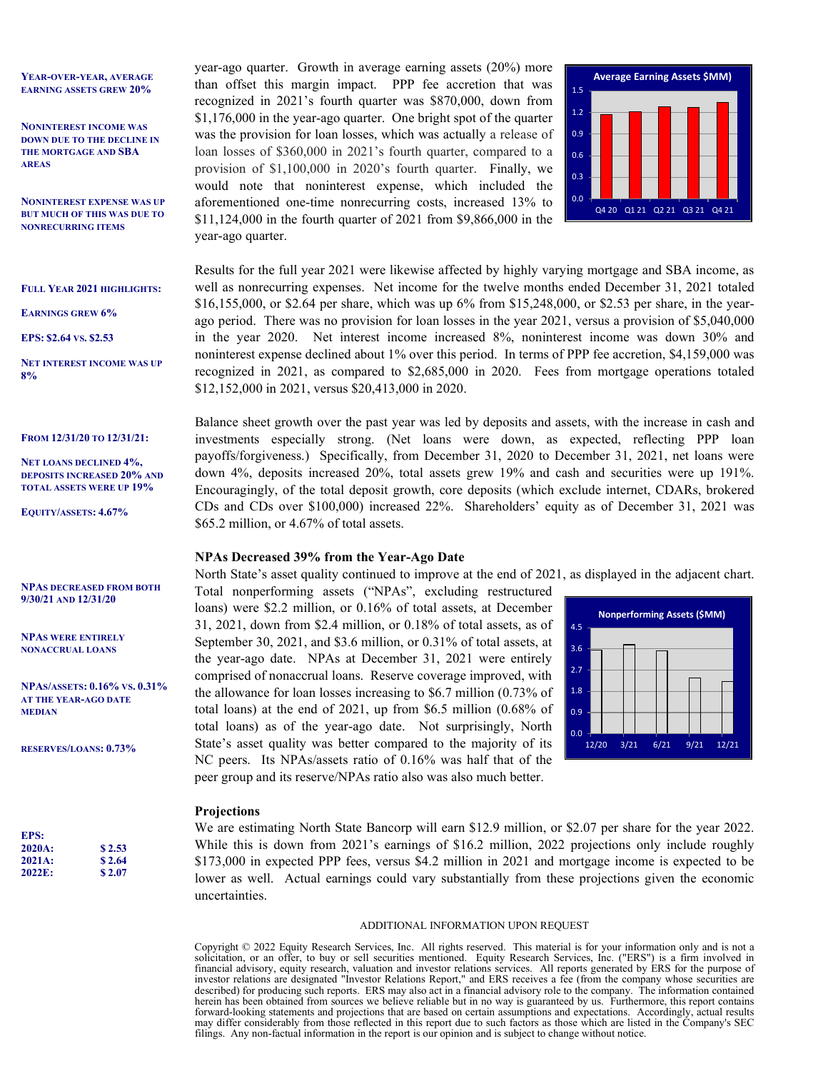**YEAR-OVER-YEAR, AVERAGE EARNING ASSETS GREW 20%**

**NONINTEREST INCOME WAS DOWN DUE TO THE DECLINE IN THE MORTGAGE AND SBA AREAS**

**NONINTEREST EXPENSE WAS UP BUT MUCH OF THIS WAS DUE TO NONRECURRING ITEMS**

year-ago quarter. Growth in average earning assets (20%) more than offset this margin impact. PPP fee accretion that was recognized in 2021's fourth quarter was $870,000, down from $1,176,000 in the year-ago quarter. One bright spot of the quarter was the provision for loan losses, which was actually a release of loan losses of $360,000 in 2021's fourth quarter, compared to a provision of $1,100,000 in 2020's fourth quarter. Finally, we would note that noninterest expense, which included the aforementioned one-time nonrecurring costs, increased 13% to $11,124,000 in the fourth quarter of 2021 from $9,866,000 in the year-ago quarter.

Average Earning Assets $MM)
1.5
1.2
0.9
0.6
0.3
0.0
Q4 20 Q1 21 Q2 21 Q3 21 Q4 21

**FULL YEAR 2021 HIGHLIGHTS:**

**EARNINGS GREW 6%**

**EPS: $2.64 VS. $2.53**

**NET INTEREST INCOME WAS UP 8%**

Results for the full year 2021 were likewise affected by highly varying mortgage and SBA income, as well as nonrecurring expenses. Net income for the twelve months ended December 31, 2021 totaled $16,155,000, or $2.64 per share, which was up 6% from $15,248,000, or $2.53 per share, in the year-ago period. There was no provision for loan losses in the year 2021, versus a provision of $5,040,000 in the year 2020. Net interest income increased 8%, noninterest income was down 30% and noninterest expense declined about 1% over this period. In terms of PPP fee accretion, $4,159,000 was recognized in 2021, as compared to $2,685,000 in 2020. Fees from mortgage operations totaled $12,152,000 in 2021, versus $20,413,000 in 2020.

**FROM 12/31/20 TO 12/31/21:**

**NET LOANS DECLINED 4%, DEPOSITS INCREASED 20% AND TOTAL ASSETS WERE UP 19%**

**EQUITY/ASSETS: 4.67%**

Balance sheet growth over the past year was led by deposits and assets, with the increase in cash and investments especially strong. (Net loans were down, as expected, reflecting PPP loan payoffs/forgiveness.) Specifically, from December 31, 2020 to December 31, 2021, net loans were down 4%, deposits increased 20%, total assets grew 19% and cash and securities were up 191%. Encouragingly, of the total deposit growth, core deposits (which exclude internet, CDARs, brokered CDs and CDs over $100,000) increased 22%. Shareholders' equity as of December 31, 2021 was $65.2 million, or 4.67% of total assets.

## NPAs Decreased 39% from the Year-Ago Date

**NPAS DECREASED FROM BOTH 9/30/21 AND 12/31/20**

**NPAS WERE ENTIRELY NONACCRUAL LOANS**

**NPAS/ASSETS: 0.16% VS. 0.31% AT THE YEAR-AGO DATE MEDIAN**

**RESERVES/LOANS: 0.73%**

North State's asset quality continued to improve at the end of 2021, as displayed in the adjacent chart. Total nonperforming assets ("NPAs", excluding restructured loans) were $2.2 million, or 0.16% of total assets, at December 31, 2021, down from $2.4 million, or 0.18% of total assets, as of September 30, 2021, and $3.6 million, or 0.31% of total assets, at the year-ago date. NPAs at December 31, 2021 were entirely comprised of nonaccrual loans. Reserve coverage improved, with the allowance for loan losses increasing to $6.7 million (0.73% of total loans) at the end of 2021, up from $6.5 million (0.68% of total loans) as of the year-ago date. Not surprisingly, North State's asset quality was better compared to the majority of its NC peers. Its NPAs/assets ratio of 0.16% was half that of the peer group and its reserve/NPAs ratio also was also much better.

Nonperforming Assets ($MM)
4.5
3.6
2.7
1.8
0.9
0.0
12/20 3/21 6/21 9/21 12/21

## Projections

| | |
|---|---|
| **EPS:** | |
| **2020A:** | **$ 2.53** |
| **2021A:** | **$ 2.64** |
| **2022E:** | **$ 2.07** |

We are estimating North State Bancorp will earn $12.9 million, or $2.07 per share for the year 2022. While this is down from 2021's earnings of $16.2 million, 2022 projections only include roughly $173,000 in expected PPP fees, versus $4.2 million in 2021 and mortgage income is expected to be lower as well. Actual earnings could vary substantially from these projections given the economic uncertainties.

ADDITIONAL INFORMATION UPON REQUEST

Copyright © 2022 Equity Research Services, Inc. All rights reserved. This material is for your information only and is not a solicitation, or an offer, to buy or sell securities mentioned. Equity Research Services, Inc. ("ERS") is a firm involved in financial advisory, equity research, valuation and investor relations services. All reports generated by ERS for the purpose of investor relations are designated "Investor Relations Report," and ERS receives a fee (from the company whose securities are described) for producing such reports. ERS may also act in a financial advisory role to the company. The information contained herein has been obtained from sources we believe reliable but in no way is guaranteed by us. Furthermore, this report contains forward-looking statements and projections that are based on certain assumptions and expectations. Accordingly, actual results may differ considerably from those reflected in this report due to such factors as those which are listed in the Company's SEC filings. Any non-factual information in the report is our opinion and is subject to change without notice.